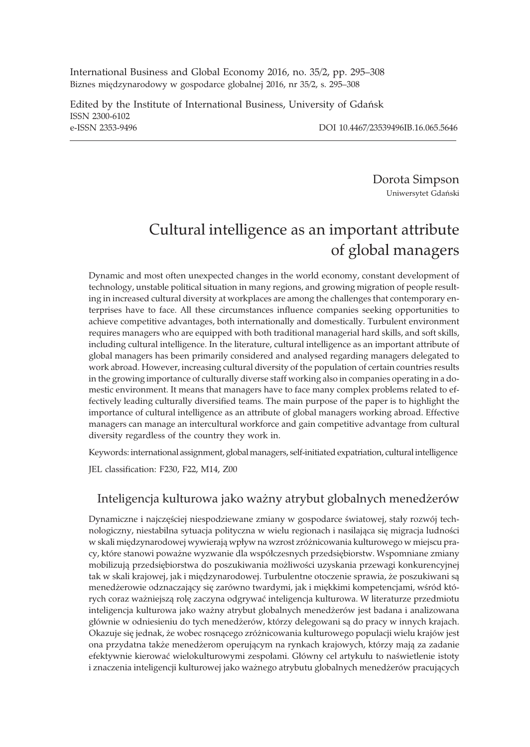International Business and Global Economy 2016, no. 35/2, pp. 295–308
Biznes międzynarodowy w gospodarce globalnej 2016, nr 35/2, s. 295–308

Edited by the Institute of International Business, University of Gdańsk
ISSN 2300-6102
e-ISSN 2353-9496 DOI 10.4467/23539496IB.16.065.5646

Dorota Simpson
Uniwersytet Gdański

# Cultural intelligence as an important attribute of global managers

Dynamic and most often unexpected changes in the world economy, constant development of technology, unstable political situation in many regions, and growing migration of people resulting in increased cultural diversity at workplaces are among the challenges that contemporary enterprises have to face. All these circumstances influence companies seeking opportunities to achieve competitive advantages, both internationally and domestically. Turbulent environment requires managers who are equipped with both traditional managerial hard skills, and soft skills, including cultural intelligence. In the literature, cultural intelligence as an important attribute of global managers has been primarily considered and analysed regarding managers delegated to work abroad. However, increasing cultural diversity of the population of certain countries results in the growing importance of culturally diverse staff working also in companies operating in a domestic environment. It means that managers have to face many complex problems related to effectively leading culturally diversified teams. The main purpose of the paper is to highlight the importance of cultural intelligence as an attribute of global managers working abroad. Effective managers can manage an intercultural workforce and gain competitive advantage from cultural diversity regardless of the country they work in.

Keywords: international assignment, global managers, self-initiated expatriation, cultural intelligence

JEL classification: F230, F22, M14, Z00

## Inteligencja kulturowa jako ważny atrybut globalnych menedżerów

Dynamiczne i najczęściej niespodziewane zmiany w gospodarce światowej, stały rozwój technologiczny, niestabilna sytuacja polityczna w wielu regionach i nasilająca się migracja ludności w skali międzynarodowej wywierają wpływ na wzrost zróżnicowania kulturowego w miejscu pracy, które stanowi poważne wyzwanie dla współczesnych przedsiębiorstw. Wspomniane zmiany mobilizują przedsiębiorstwa do poszukiwania możliwości uzyskania przewagi konkurencyjnej tak w skali krajowej, jak i międzynarodowej. Turbulentne otoczenie sprawia, że poszukiwani są menedżerowie odznaczający się zarówno twardymi, jak i miękkimi kompetencjami, wśród których coraz ważniejszą rolę zaczyna odgrywać inteligencja kulturowa. W literaturze przedmiotu inteligencja kulturowa jako ważny atrybut globalnych menedżerów jest badana i analizowana głównie w odniesieniu do tych menedżerów, którzy delegowani są do pracy w innych krajach. Okazuje się jednak, że wobec rosnącego zróżnicowania kulturowego populacji wielu krajów jest ona przydatna także menedżerom operującym na rynkach krajowych, którzy mają za zadanie efektywnie kierować wielokulturowymi zespołami. Główny cel artykułu to naświetlenie istoty i znaczenia inteligencji kulturowej jako ważnego atrybutu globalnych menedżerów pracujących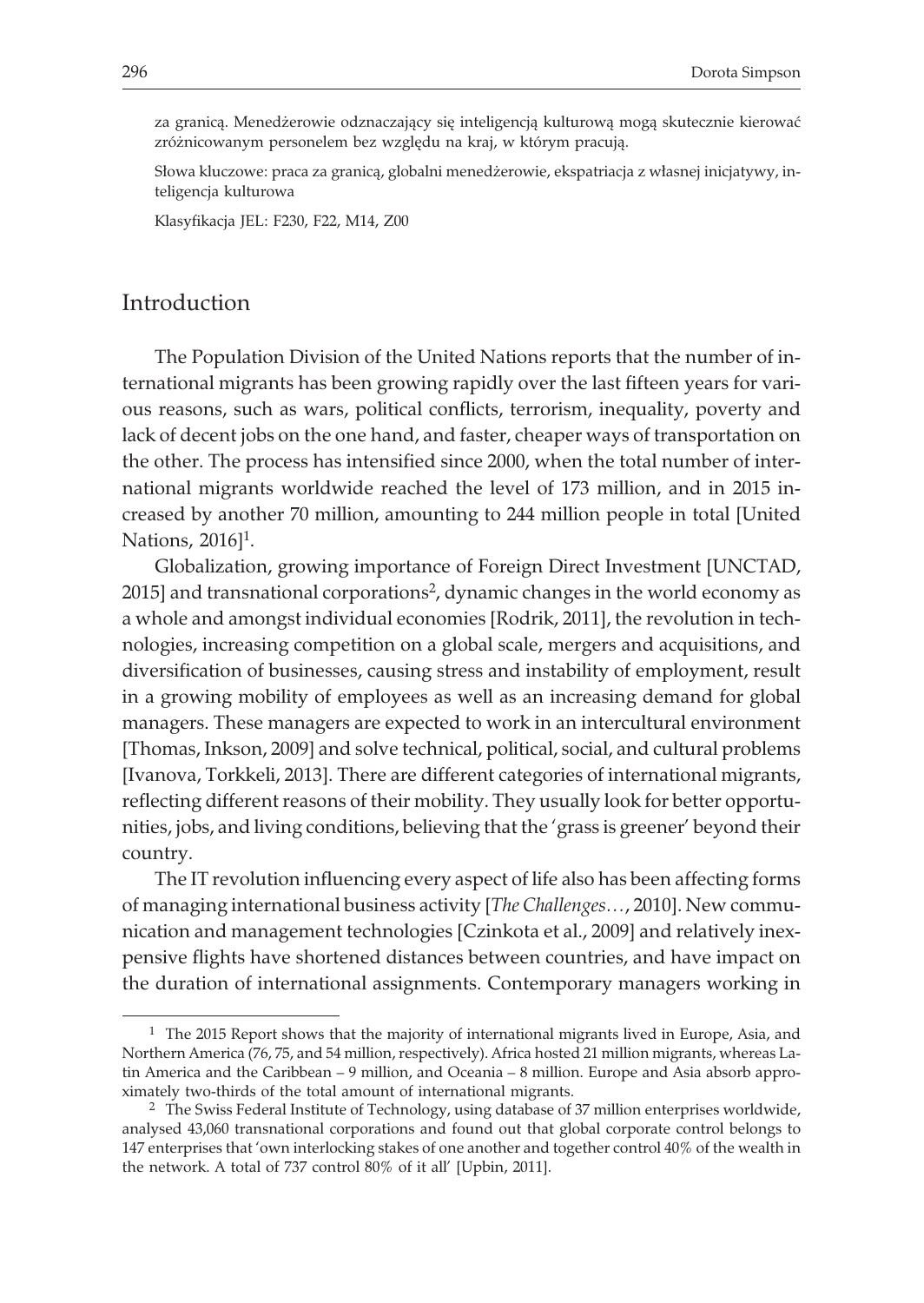za granicą. Menedżerowie odznaczający się inteligencją kulturową mogą skutecznie kierować zróżnicowanym personelem bez względu na kraj, w którym pracują.

Słowa kluczowe: praca za granicą, globalni menedżerowie, ekspatriacja z własnej inicjatywy, inteligencja kulturowa

Klasyfikacja JEL: F230, F22, M14, Z00

## Introduction

The Population Division of the United Nations reports that the number of international migrants has been growing rapidly over the last fifteen years for various reasons, such as wars, political conflicts, terrorism, inequality, poverty and lack of decent jobs on the one hand, and faster, cheaper ways of transportation on the other. The process has intensified since 2000, when the total number of international migrants worldwide reached the level of 173 million, and in 2015 increased by another 70 million, amounting to 244 million people in total [United Nations, 2016][1].

Globalization, growing importance of Foreign Direct Investment [UNCTAD, 2015] and transnational corporations[2], dynamic changes in the world economy as a whole and amongst individual economies [Rodrik, 2011], the revolution in technologies, increasing competition on a global scale, mergers and acquisitions, and diversification of businesses, causing stress and instability of employment, result in a growing mobility of employees as well as an increasing demand for global managers. These managers are expected to work in an intercultural environment [Thomas, Inkson, 2009] and solve technical, political, social, and cultural problems [Ivanova, Torkkeli, 2013]. There are different categories of international migrants, reflecting different reasons of their mobility. They usually look for better opportunities, jobs, and living conditions, believing that the 'grass is greener' beyond their country.

The IT revolution influencing every aspect of life also has been affecting forms of managing international business activity [*The Challenges…*, 2010]. New communication and management technologies [Czinkota et al., 2009] and relatively inexpensive flights have shortened distances between countries, and have impact on the duration of international assignments. Contemporary managers working in

---

[1] The 2015 Report shows that the majority of international migrants lived in Europe, Asia, and Northern America (76, 75, and 54 million, respectively). Africa hosted 21 million migrants, whereas Latin America and the Caribbean – 9 million, and Oceania – 8 million. Europe and Asia absorb approximately two-thirds of the total amount of international migrants.

[2] The Swiss Federal Institute of Technology, using database of 37 million enterprises worldwide, analysed 43,060 transnational corporations and found out that global corporate control belongs to 147 enterprises that 'own interlocking stakes of one another and together control 40% of the wealth in the network. A total of 737 control 80% of it all' [Upbin, 2011].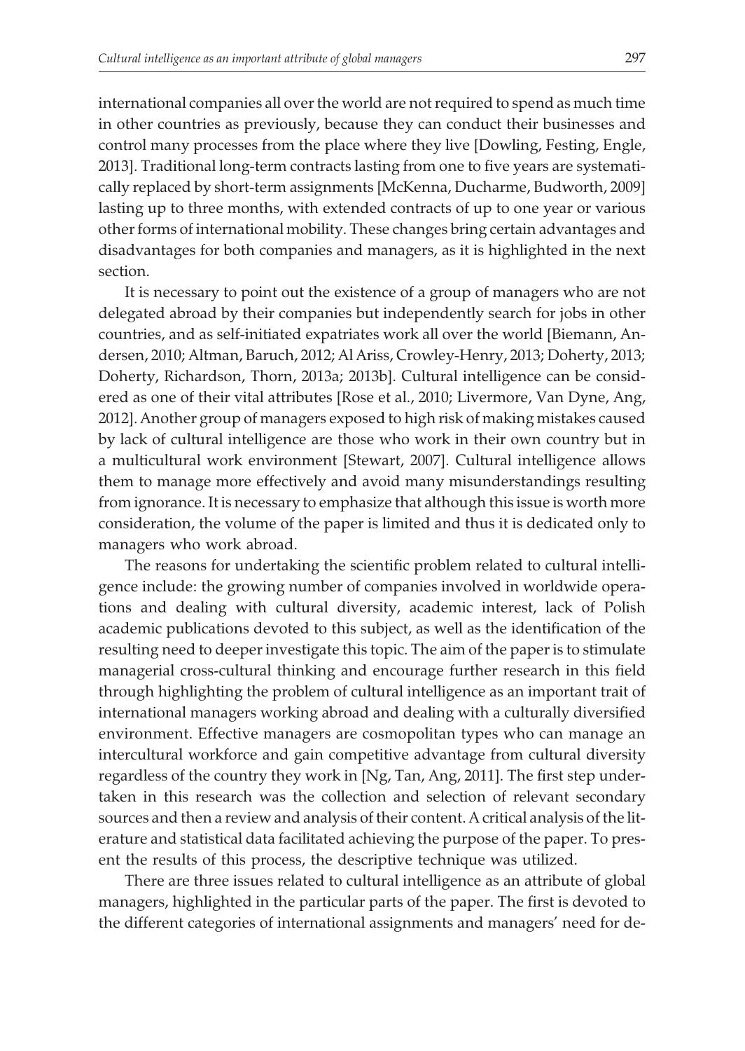international companies all over the world are not required to spend as much time in other countries as previously, because they can conduct their businesses and control many processes from the place where they live [Dowling, Festing, Engle, 2013]. Traditional long-term contracts lasting from one to five years are systematically replaced by short-term assignments [McKenna, Ducharme, Budworth, 2009] lasting up to three months, with extended contracts of up to one year or various other forms of international mobility. These changes bring certain advantages and disadvantages for both companies and managers, as it is highlighted in the next section.

It is necessary to point out the existence of a group of managers who are not delegated abroad by their companies but independently search for jobs in other countries, and as self-initiated expatriates work all over the world [Biemann, Andersen, 2010; Altman, Baruch, 2012; Al Ariss, Crowley-Henry, 2013; Doherty, 2013; Doherty, Richardson, Thorn, 2013a; 2013b]. Cultural intelligence can be considered as one of their vital attributes [Rose et al., 2010; Livermore, Van Dyne, Ang, 2012]. Another group of managers exposed to high risk of making mistakes caused by lack of cultural intelligence are those who work in their own country but in a multicultural work environment [Stewart, 2007]. Cultural intelligence allows them to manage more effectively and avoid many misunderstandings resulting from ignorance. It is necessary to emphasize that although this issue is worth more consideration, the volume of the paper is limited and thus it is dedicated only to managers who work abroad.

The reasons for undertaking the scientific problem related to cultural intelligence include: the growing number of companies involved in worldwide operations and dealing with cultural diversity, academic interest, lack of Polish academic publications devoted to this subject, as well as the identification of the resulting need to deeper investigate this topic. The aim of the paper is to stimulate managerial cross-cultural thinking and encourage further research in this field through highlighting the problem of cultural intelligence as an important trait of international managers working abroad and dealing with a culturally diversified environment. Effective managers are cosmopolitan types who can manage an intercultural workforce and gain competitive advantage from cultural diversity regardless of the country they work in [Ng, Tan, Ang, 2011]. The first step undertaken in this research was the collection and selection of relevant secondary sources and then a review and analysis of their content. A critical analysis of the literature and statistical data facilitated achieving the purpose of the paper. To present the results of this process, the descriptive technique was utilized.

There are three issues related to cultural intelligence as an attribute of global managers, highlighted in the particular parts of the paper. The first is devoted to the different categories of international assignments and managers' need for de-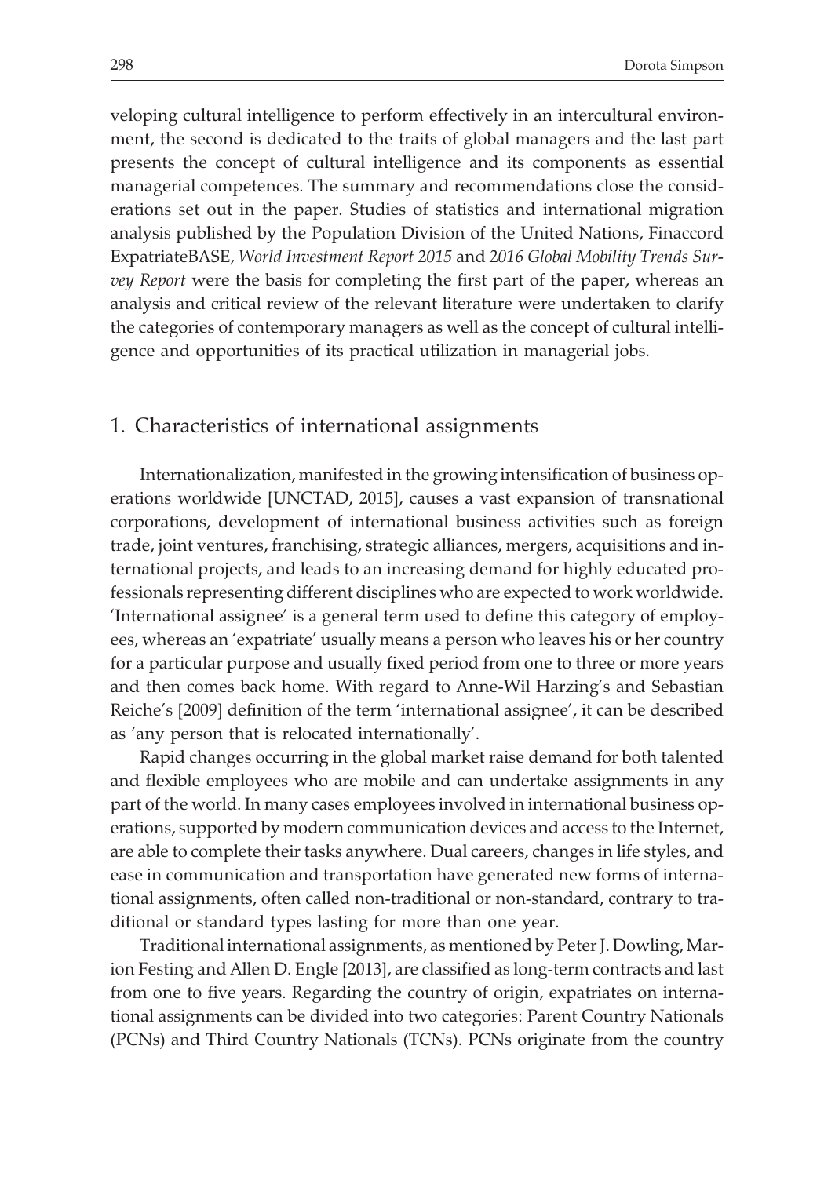veloping cultural intelligence to perform effectively in an intercultural environment, the second is dedicated to the traits of global managers and the last part presents the concept of cultural intelligence and its components as essential managerial competences. The summary and recommendations close the considerations set out in the paper. Studies of statistics and international migration analysis published by the Population Division of the United Nations, Finaccord ExpatriateBASE, *World Investment Report 2015* and *2016 Global Mobility Trends Survey Report* were the basis for completing the first part of the paper, whereas an analysis and critical review of the relevant literature were undertaken to clarify the categories of contemporary managers as well as the concept of cultural intelligence and opportunities of its practical utilization in managerial jobs.

## 1. Characteristics of international assignments

Internationalization, manifested in the growing intensification of business operations worldwide [UNCTAD, 2015], causes a vast expansion of transnational corporations, development of international business activities such as foreign trade, joint ventures, franchising, strategic alliances, mergers, acquisitions and international projects, and leads to an increasing demand for highly educated professionals representing different disciplines who are expected to work worldwide. 'International assignee' is a general term used to define this category of employees, whereas an 'expatriate' usually means a person who leaves his or her country for a particular purpose and usually fixed period from one to three or more years and then comes back home. With regard to Anne-Wil Harzing's and Sebastian Reiche's [2009] definition of the term 'international assignee', it can be described as 'any person that is relocated internationally'.

Rapid changes occurring in the global market raise demand for both talented and flexible employees who are mobile and can undertake assignments in any part of the world. In many cases employees involved in international business operations, supported by modern communication devices and access to the Internet, are able to complete their tasks anywhere. Dual careers, changes in life styles, and ease in communication and transportation have generated new forms of international assignments, often called non-traditional or non-standard, contrary to traditional or standard types lasting for more than one year.

Traditional international assignments, as mentioned by Peter J. Dowling, Marion Festing and Allen D. Engle [2013], are classified as long-term contracts and last from one to five years. Regarding the country of origin, expatriates on international assignments can be divided into two categories: Parent Country Nationals (PCNs) and Third Country Nationals (TCNs). PCNs originate from the country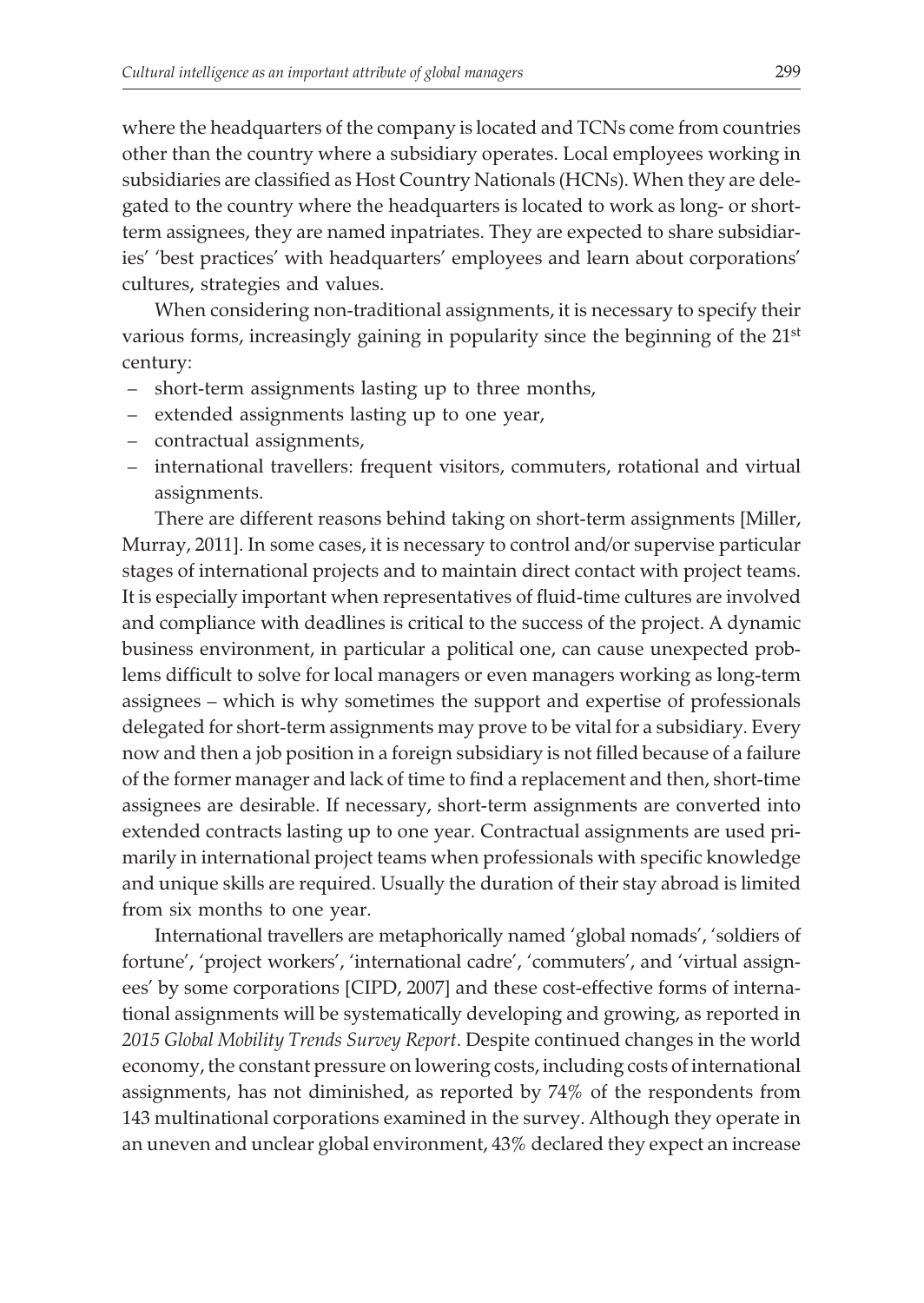where the headquarters of the company is located and TCNs come from countries other than the country where a subsidiary operates. Local employees working in subsidiaries are classified as Host Country Nationals (HCNs). When they are delegated to the country where the headquarters is located to work as long- or short-term assignees, they are named inpatriates. They are expected to share subsidiaries' 'best practices' with headquarters' employees and learn about corporations' cultures, strategies and values.

When considering non-traditional assignments, it is necessary to specify their various forms, increasingly gaining in popularity since the beginning of the 21st century:

- short-term assignments lasting up to three months,
- extended assignments lasting up to one year,
- contractual assignments,
- international travellers: frequent visitors, commuters, rotational and virtual assignments.

There are different reasons behind taking on short-term assignments [Miller, Murray, 2011]. In some cases, it is necessary to control and/or supervise particular stages of international projects and to maintain direct contact with project teams. It is especially important when representatives of fluid-time cultures are involved and compliance with deadlines is critical to the success of the project. A dynamic business environment, in particular a political one, can cause unexpected problems difficult to solve for local managers or even managers working as long-term assignees – which is why sometimes the support and expertise of professionals delegated for short-term assignments may prove to be vital for a subsidiary. Every now and then a job position in a foreign subsidiary is not filled because of a failure of the former manager and lack of time to find a replacement and then, short-time assignees are desirable. If necessary, short-term assignments are converted into extended contracts lasting up to one year. Contractual assignments are used primarily in international project teams when professionals with specific knowledge and unique skills are required. Usually the duration of their stay abroad is limited from six months to one year.

International travellers are metaphorically named 'global nomads', 'soldiers of fortune', 'project workers', 'international cadre', 'commuters', and 'virtual assignees' by some corporations [CIPD, 2007] and these cost-effective forms of international assignments will be systematically developing and growing, as reported in *2015 Global Mobility Trends Survey Report*. Despite continued changes in the world economy, the constant pressure on lowering costs, including costs of international assignments, has not diminished, as reported by 74% of the respondents from 143 multinational corporations examined in the survey. Although they operate in an uneven and unclear global environment, 43% declared they expect an increase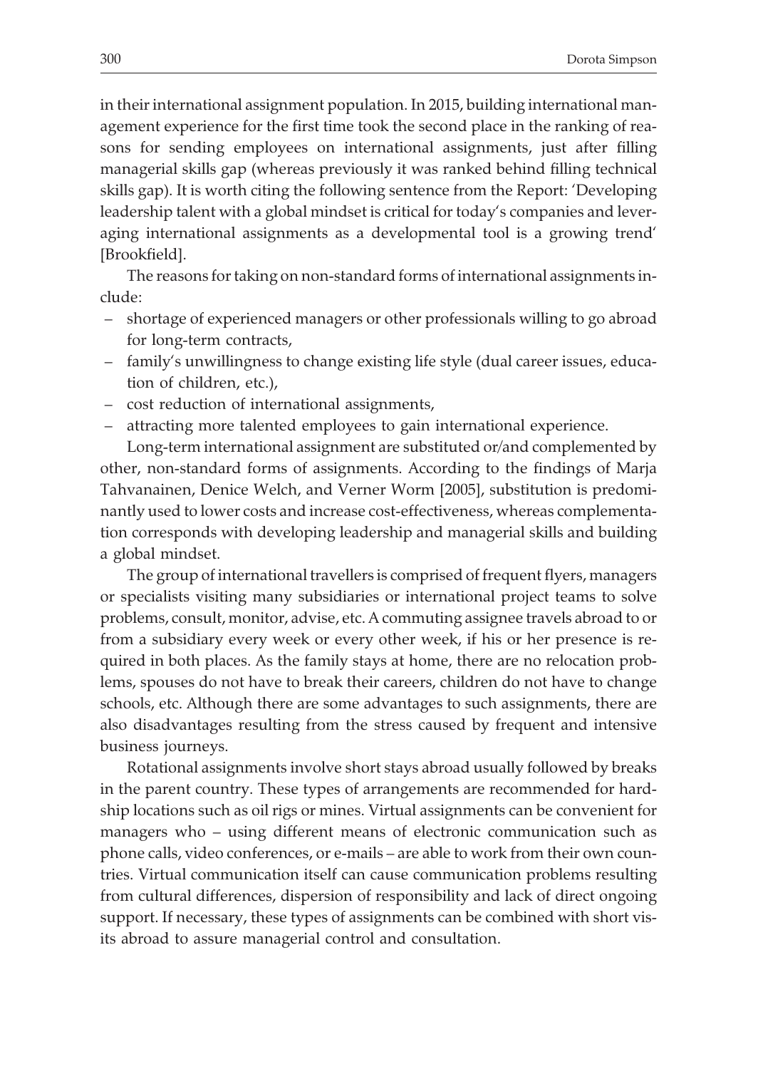in their international assignment population. In 2015, building international management experience for the first time took the second place in the ranking of reasons for sending employees on international assignments, just after filling managerial skills gap (whereas previously it was ranked behind filling technical skills gap). It is worth citing the following sentence from the Report: 'Developing leadership talent with a global mindset is critical for today's companies and leveraging international assignments as a developmental tool is a growing trend' [Brookfield].

The reasons for taking on non-standard forms of international assignments include:

- shortage of experienced managers or other professionals willing to go abroad for long-term contracts,
- family's unwillingness to change existing life style (dual career issues, education of children, etc.),
- cost reduction of international assignments,
- attracting more talented employees to gain international experience.

Long-term international assignment are substituted or/and complemented by other, non-standard forms of assignments. According to the findings of Marja Tahvanainen, Denice Welch, and Verner Worm [2005], substitution is predominantly used to lower costs and increase cost-effectiveness, whereas complementation corresponds with developing leadership and managerial skills and building a global mindset.

The group of international travellers is comprised of frequent flyers, managers or specialists visiting many subsidiaries or international project teams to solve problems, consult, monitor, advise, etc. A commuting assignee travels abroad to or from a subsidiary every week or every other week, if his or her presence is required in both places. As the family stays at home, there are no relocation problems, spouses do not have to break their careers, children do not have to change schools, etc. Although there are some advantages to such assignments, there are also disadvantages resulting from the stress caused by frequent and intensive business journeys.

Rotational assignments involve short stays abroad usually followed by breaks in the parent country. These types of arrangements are recommended for hardship locations such as oil rigs or mines. Virtual assignments can be convenient for managers who – using different means of electronic communication such as phone calls, video conferences, or e-mails – are able to work from their own countries. Virtual communication itself can cause communication problems resulting from cultural differences, dispersion of responsibility and lack of direct ongoing support. If necessary, these types of assignments can be combined with short visits abroad to assure managerial control and consultation.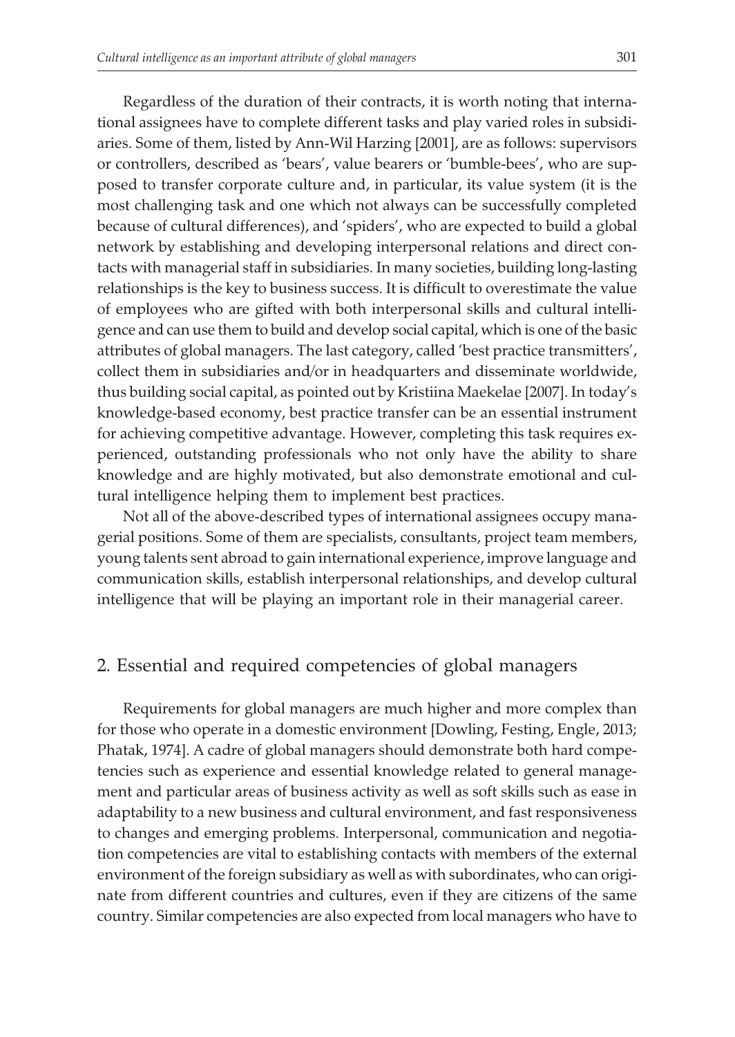Regardless of the duration of their contracts, it is worth noting that international assignees have to complete different tasks and play varied roles in subsidiaries. Some of them, listed by Ann-Wil Harzing [2001], are as follows: supervisors or controllers, described as 'bears', value bearers or 'bumble-bees', who are supposed to transfer corporate culture and, in particular, its value system (it is the most challenging task and one which not always can be successfully completed because of cultural differences), and 'spiders', who are expected to build a global network by establishing and developing interpersonal relations and direct contacts with managerial staff in subsidiaries. In many societies, building long-lasting relationships is the key to business success. It is difficult to overestimate the value of employees who are gifted with both interpersonal skills and cultural intelligence and can use them to build and develop social capital, which is one of the basic attributes of global managers. The last category, called 'best practice transmitters', collect them in subsidiaries and/or in headquarters and disseminate worldwide, thus building social capital, as pointed out by Kristiina Maekelae [2007]. In today's knowledge-based economy, best practice transfer can be an essential instrument for achieving competitive advantage. However, completing this task requires experienced, outstanding professionals who not only have the ability to share knowledge and are highly motivated, but also demonstrate emotional and cultural intelligence helping them to implement best practices.

Not all of the above-described types of international assignees occupy managerial positions. Some of them are specialists, consultants, project team members, young talents sent abroad to gain international experience, improve language and communication skills, establish interpersonal relationships, and develop cultural intelligence that will be playing an important role in their managerial career.

## 2. Essential and required competencies of global managers

Requirements for global managers are much higher and more complex than for those who operate in a domestic environment [Dowling, Festing, Engle, 2013; Phatak, 1974]. A cadre of global managers should demonstrate both hard competencies such as experience and essential knowledge related to general management and particular areas of business activity as well as soft skills such as ease in adaptability to a new business and cultural environment, and fast responsiveness to changes and emerging problems. Interpersonal, communication and negotiation competencies are vital to establishing contacts with members of the external environment of the foreign subsidiary as well as with subordinates, who can originate from different countries and cultures, even if they are citizens of the same country. Similar competencies are also expected from local managers who have to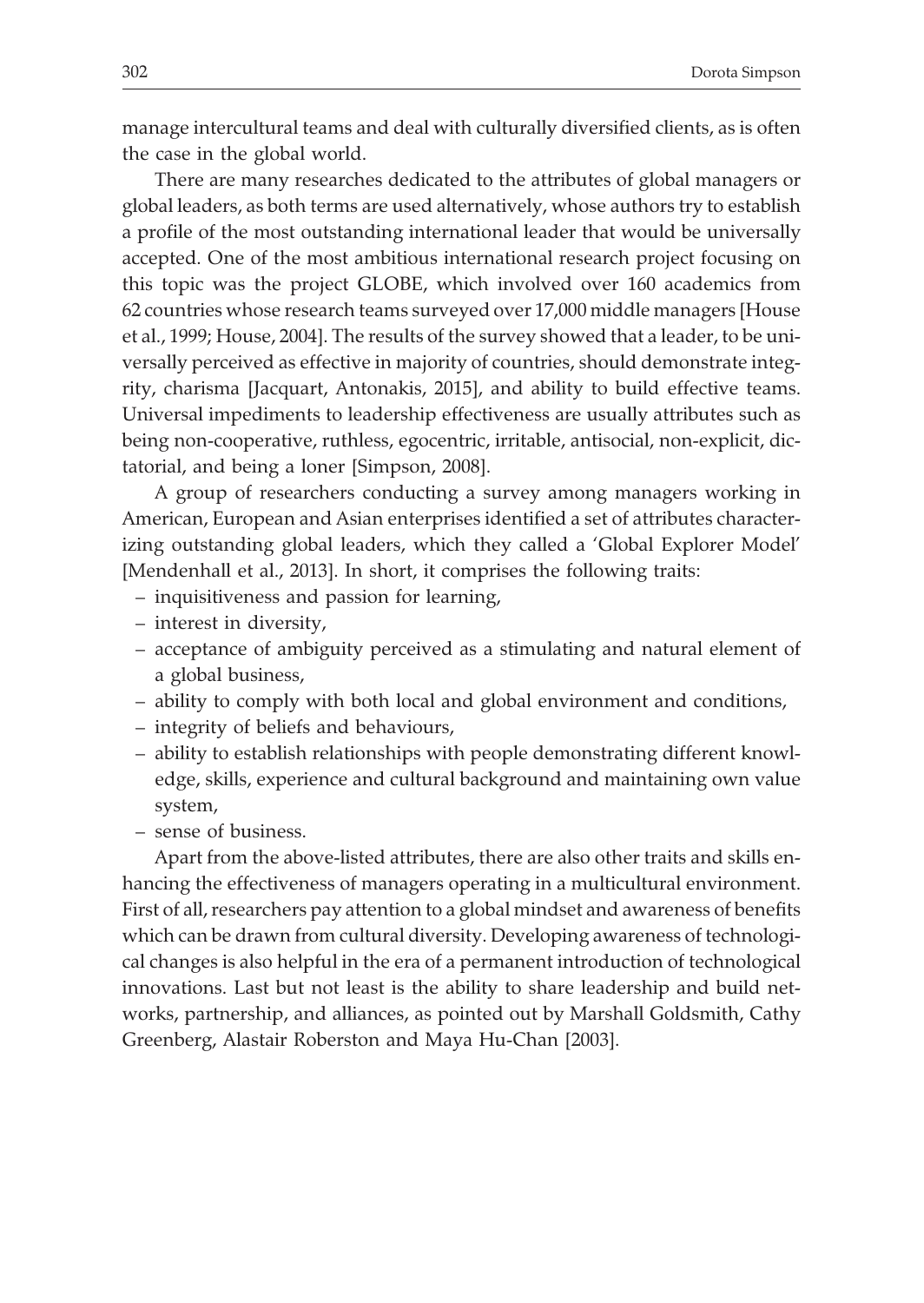manage intercultural teams and deal with culturally diversified clients, as is often the case in the global world.

There are many researches dedicated to the attributes of global managers or global leaders, as both terms are used alternatively, whose authors try to establish a profile of the most outstanding international leader that would be universally accepted. One of the most ambitious international research project focusing on this topic was the project GLOBE, which involved over 160 academics from 62 countries whose research teams surveyed over 17,000 middle managers [House et al., 1999; House, 2004]. The results of the survey showed that a leader, to be universally perceived as effective in majority of countries, should demonstrate integrity, charisma [Jacquart, Antonakis, 2015], and ability to build effective teams. Universal impediments to leadership effectiveness are usually attributes such as being non-cooperative, ruthless, egocentric, irritable, antisocial, non-explicit, dictatorial, and being a loner [Simpson, 2008].

A group of researchers conducting a survey among managers working in American, European and Asian enterprises identified a set of attributes characterizing outstanding global leaders, which they called a 'Global Explorer Model' [Mendenhall et al., 2013]. In short, it comprises the following traits:

- inquisitiveness and passion for learning,
- interest in diversity,
- acceptance of ambiguity perceived as a stimulating and natural element of a global business,
- ability to comply with both local and global environment and conditions,
- integrity of beliefs and behaviours,
- ability to establish relationships with people demonstrating different knowledge, skills, experience and cultural background and maintaining own value system,
- sense of business.

Apart from the above-listed attributes, there are also other traits and skills enhancing the effectiveness of managers operating in a multicultural environment. First of all, researchers pay attention to a global mindset and awareness of benefits which can be drawn from cultural diversity. Developing awareness of technological changes is also helpful in the era of a permanent introduction of technological innovations. Last but not least is the ability to share leadership and build networks, partnership, and alliances, as pointed out by Marshall Goldsmith, Cathy Greenberg, Alastair Roberston and Maya Hu-Chan [2003].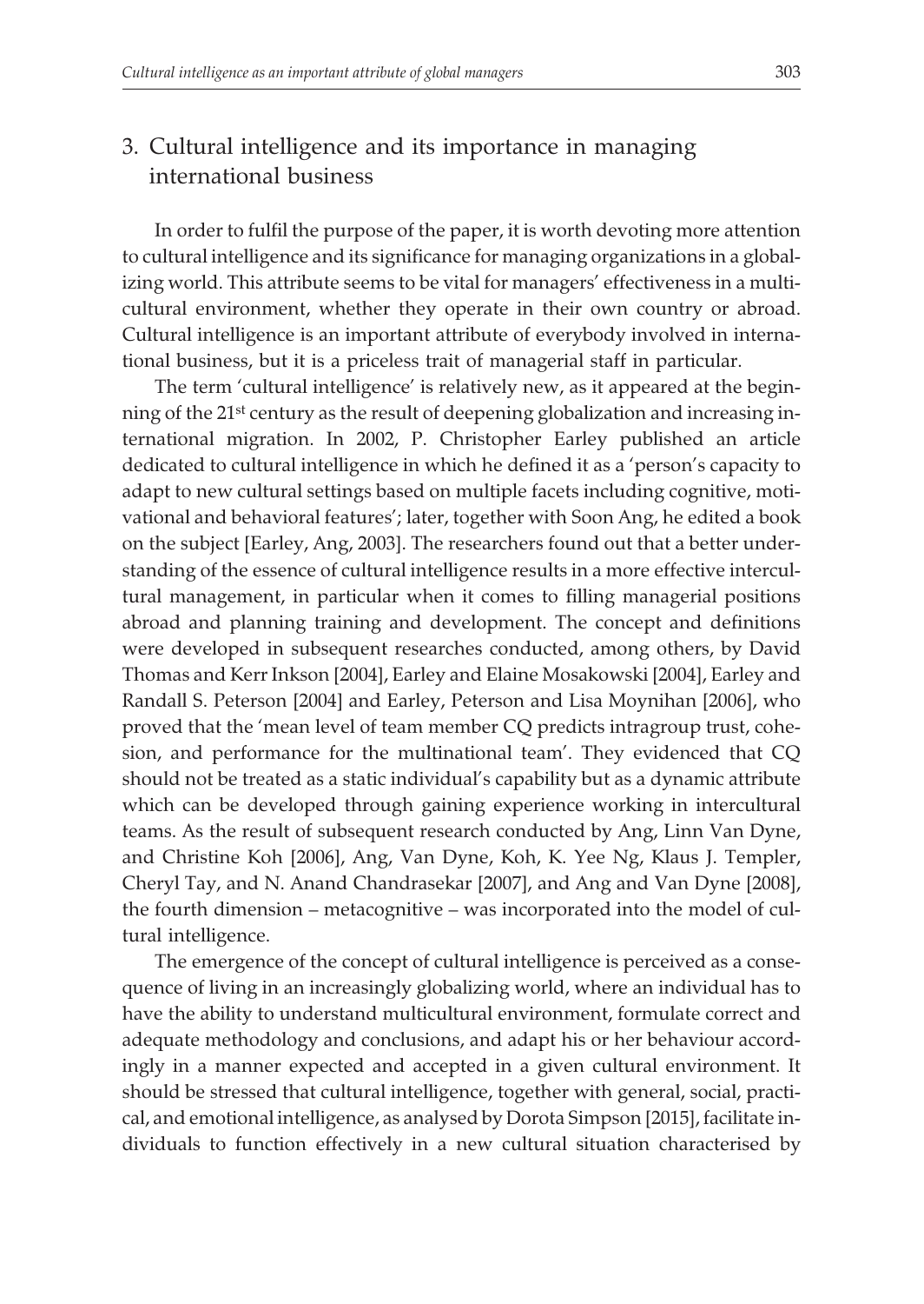## 3. Cultural intelligence and its importance in managing international business

In order to fulfil the purpose of the paper, it is worth devoting more attention to cultural intelligence and its significance for managing organizations in a globalizing world. This attribute seems to be vital for managers' effectiveness in a multicultural environment, whether they operate in their own country or abroad. Cultural intelligence is an important attribute of everybody involved in international business, but it is a priceless trait of managerial staff in particular.

The term 'cultural intelligence' is relatively new, as it appeared at the beginning of the 21st century as the result of deepening globalization and increasing international migration. In 2002, P. Christopher Earley published an article dedicated to cultural intelligence in which he defined it as a 'person's capacity to adapt to new cultural settings based on multiple facets including cognitive, motivational and behavioral features'; later, together with Soon Ang, he edited a book on the subject [Earley, Ang, 2003]. The researchers found out that a better understanding of the essence of cultural intelligence results in a more effective intercultural management, in particular when it comes to filling managerial positions abroad and planning training and development. The concept and definitions were developed in subsequent researches conducted, among others, by David Thomas and Kerr Inkson [2004], Earley and Elaine Mosakowski [2004], Earley and Randall S. Peterson [2004] and Earley, Peterson and Lisa Moynihan [2006], who proved that the 'mean level of team member CQ predicts intragroup trust, cohesion, and performance for the multinational team'. They evidenced that CQ should not be treated as a static individual's capability but as a dynamic attribute which can be developed through gaining experience working in intercultural teams. As the result of subsequent research conducted by Ang, Linn Van Dyne, and Christine Koh [2006], Ang, Van Dyne, Koh, K. Yee Ng, Klaus J. Templer, Cheryl Tay, and N. Anand Chandrasekar [2007], and Ang and Van Dyne [2008], the fourth dimension – metacognitive – was incorporated into the model of cultural intelligence.

The emergence of the concept of cultural intelligence is perceived as a consequence of living in an increasingly globalizing world, where an individual has to have the ability to understand multicultural environment, formulate correct and adequate methodology and conclusions, and adapt his or her behaviour accordingly in a manner expected and accepted in a given cultural environment. It should be stressed that cultural intelligence, together with general, social, practical, and emotional intelligence, as analysed by Dorota Simpson [2015], facilitate individuals to function effectively in a new cultural situation characterised by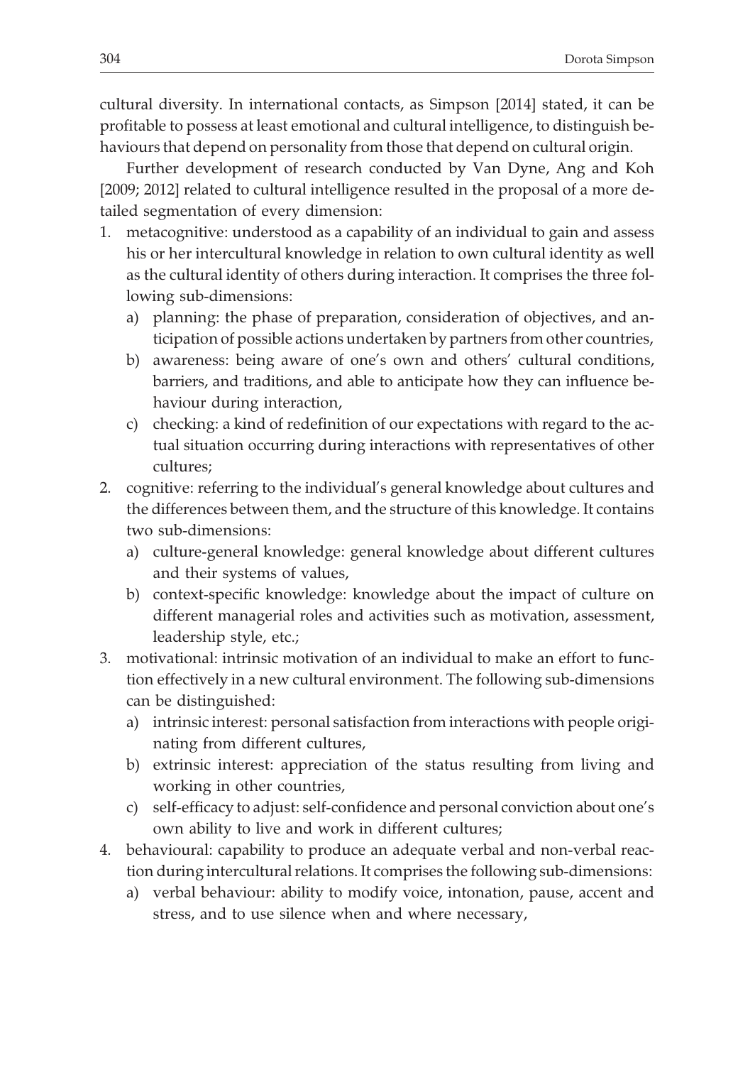cultural diversity. In international contacts, as Simpson [2014] stated, it can be profitable to possess at least emotional and cultural intelligence, to distinguish behaviours that depend on personality from those that depend on cultural origin.

Further development of research conducted by Van Dyne, Ang and Koh [2009; 2012] related to cultural intelligence resulted in the proposal of a more detailed segmentation of every dimension:

1. metacognitive: understood as a capability of an individual to gain and assess his or her intercultural knowledge in relation to own cultural identity as well as the cultural identity of others during interaction. It comprises the three following sub-dimensions:
   a) planning: the phase of preparation, consideration of objectives, and anticipation of possible actions undertaken by partners from other countries,
   b) awareness: being aware of one's own and others' cultural conditions, barriers, and traditions, and able to anticipate how they can influence behaviour during interaction,
   c) checking: a kind of redefinition of our expectations with regard to the actual situation occurring during interactions with representatives of other cultures;
2. cognitive: referring to the individual's general knowledge about cultures and the differences between them, and the structure of this knowledge. It contains two sub-dimensions:
   a) culture-general knowledge: general knowledge about different cultures and their systems of values,
   b) context-specific knowledge: knowledge about the impact of culture on different managerial roles and activities such as motivation, assessment, leadership style, etc.;
3. motivational: intrinsic motivation of an individual to make an effort to function effectively in a new cultural environment. The following sub-dimensions can be distinguished:
   a) intrinsic interest: personal satisfaction from interactions with people originating from different cultures,
   b) extrinsic interest: appreciation of the status resulting from living and working in other countries,
   c) self-efficacy to adjust: self-confidence and personal conviction about one's own ability to live and work in different cultures;
4. behavioural: capability to produce an adequate verbal and non-verbal reaction during intercultural relations. It comprises the following sub-dimensions:
   a) verbal behaviour: ability to modify voice, intonation, pause, accent and stress, and to use silence when and where necessary,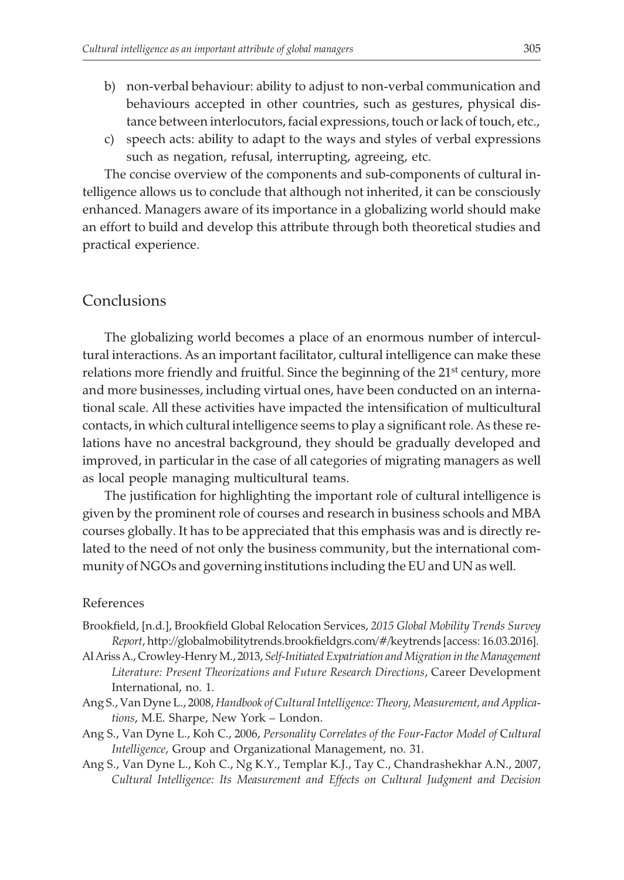b) non-verbal behaviour: ability to adjust to non-verbal communication and behaviours accepted in other countries, such as gestures, physical distance between interlocutors, facial expressions, touch or lack of touch, etc.,
c) speech acts: ability to adapt to the ways and styles of verbal expressions such as negation, refusal, interrupting, agreeing, etc.

The concise overview of the components and sub-components of cultural intelligence allows us to conclude that although not inherited, it can be consciously enhanced. Managers aware of its importance in a globalizing world should make an effort to build and develop this attribute through both theoretical studies and practical experience.

## Conclusions

The globalizing world becomes a place of an enormous number of intercultural interactions. As an important facilitator, cultural intelligence can make these relations more friendly and fruitful. Since the beginning of the 21st century, more and more businesses, including virtual ones, have been conducted on an international scale. All these activities have impacted the intensification of multicultural contacts, in which cultural intelligence seems to play a significant role. As these relations have no ancestral background, they should be gradually developed and improved, in particular in the case of all categories of migrating managers as well as local people managing multicultural teams.

The justification for highlighting the important role of cultural intelligence is given by the prominent role of courses and research in business schools and MBA courses globally. It has to be appreciated that this emphasis was and is directly related to the need of not only the business community, but the international community of NGOs and governing institutions including the EU and UN as well.

### References

Brookfield, [n.d.], Brookfield Global Relocation Services, *2015 Global Mobility Trends Survey Report*, http://globalmobilitytrends.brookfieldgrs.com/#/keytrends [access: 16.03.2016].

Al Ariss A., Crowley-Henry M., 2013, *Self-Initiated Expatriation and Migration in the Management Literature: Present Theorizations and Future Research Directions*, Career Development International, no. 1.

Ang S., Van Dyne L., 2008, *Handbook of Cultural Intelligence: Theory, Measurement, and Applications*, M.E. Sharpe, New York – London.

Ang S., Van Dyne L., Koh C., 2006, *Personality Correlates of the Four-Factor Model of Cultural Intelligence*, Group and Organizational Management, no. 31.

Ang S., Van Dyne L., Koh C., Ng K.Y., Templar K.J., Tay C., Chandrashekhar A.N., 2007, *Cultural Intelligence: Its Measurement and Effects on Cultural Judgment and Decision*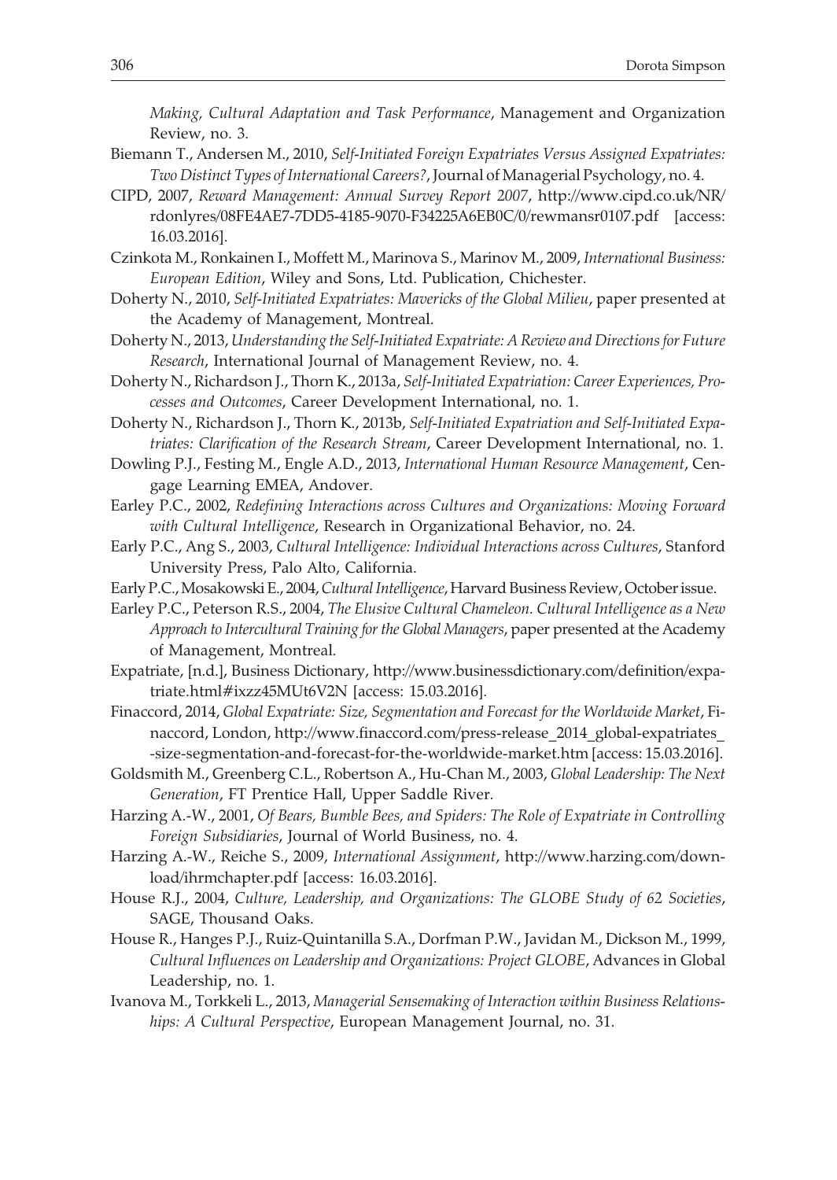*Making, Cultural Adaptation and Task Performance*, Management and Organization Review, no. 3.

Biemann T., Andersen M., 2010, *Self-Initiated Foreign Expatriates Versus Assigned Expatriates: Two Distinct Types of International Careers?*, Journal of Managerial Psychology, no. 4.

CIPD, 2007, *Reward Management: Annual Survey Report 2007*, http://www.cipd.co.uk/NR/rdonlyres/08FE4AE7-7DD5-4185-9070-F34225A6EB0C/0/rewmansr0107.pdf [access: 16.03.2016].

Czinkota M., Ronkainen I., Moffett M., Marinova S., Marinov M., 2009, *International Business: European Edition*, Wiley and Sons, Ltd. Publication, Chichester.

Doherty N., 2010, *Self-Initiated Expatriates: Mavericks of the Global Milieu*, paper presented at the Academy of Management, Montreal.

Doherty N., 2013, *Understanding the Self-Initiated Expatriate: A Review and Directions for Future Research*, International Journal of Management Review, no. 4.

Doherty N., Richardson J., Thorn K., 2013a, *Self-Initiated Expatriation: Career Experiences, Processes and Outcomes*, Career Development International, no. 1.

Doherty N., Richardson J., Thorn K., 2013b, *Self-Initiated Expatriation and Self-Initiated Expatriates: Clarification of the Research Stream*, Career Development International, no. 1.

Dowling P.J., Festing M., Engle A.D., 2013, *International Human Resource Management*, Cengage Learning EMEA, Andover.

Earley P.C., 2002, *Redefining Interactions across Cultures and Organizations: Moving Forward with Cultural Intelligence*, Research in Organizational Behavior, no. 24.

Early P.C., Ang S., 2003, *Cultural Intelligence: Individual Interactions across Cultures*, Stanford University Press, Palo Alto, California.

Early P.C., Mosakowski E., 2004, *Cultural Intelligence*, Harvard Business Review, October issue.

Earley P.C., Peterson R.S., 2004, *The Elusive Cultural Chameleon. Cultural Intelligence as a New Approach to Intercultural Training for the Global Managers*, paper presented at the Academy of Management, Montreal.

Expatriate, [n.d.], Business Dictionary, http://www.businessdictionary.com/definition/expatriate.html#ixzz45MUt6V2N [access: 15.03.2016].

Finaccord, 2014, *Global Expatriate: Size, Segmentation and Forecast for the Worldwide Market*, Finaccord, London, http://www.finaccord.com/press-release_2014_global-expatriates_-size-segmentation-and-forecast-for-the-worldwide-market.htm [access: 15.03.2016].

Goldsmith M., Greenberg C.L., Robertson A., Hu-Chan M., 2003, *Global Leadership: The Next Generation*, FT Prentice Hall, Upper Saddle River.

Harzing A.-W., 2001, *Of Bears, Bumble Bees, and Spiders: The Role of Expatriate in Controlling Foreign Subsidiaries*, Journal of World Business, no. 4.

Harzing A.-W., Reiche S., 2009, *International Assignment*, http://www.harzing.com/download/ihrmchapter.pdf [access: 16.03.2016].

House R.J., 2004, *Culture, Leadership, and Organizations: The GLOBE Study of 62 Societies*, SAGE, Thousand Oaks.

House R., Hanges P.J., Ruiz-Quintanilla S.A., Dorfman P.W., Javidan M., Dickson M., 1999, *Cultural Influences on Leadership and Organizations: Project GLOBE*, Advances in Global Leadership, no. 1.

Ivanova M., Torkkeli L., 2013, *Managerial Sensemaking of Interaction within Business Relationships: A Cultural Perspective*, European Management Journal, no. 31.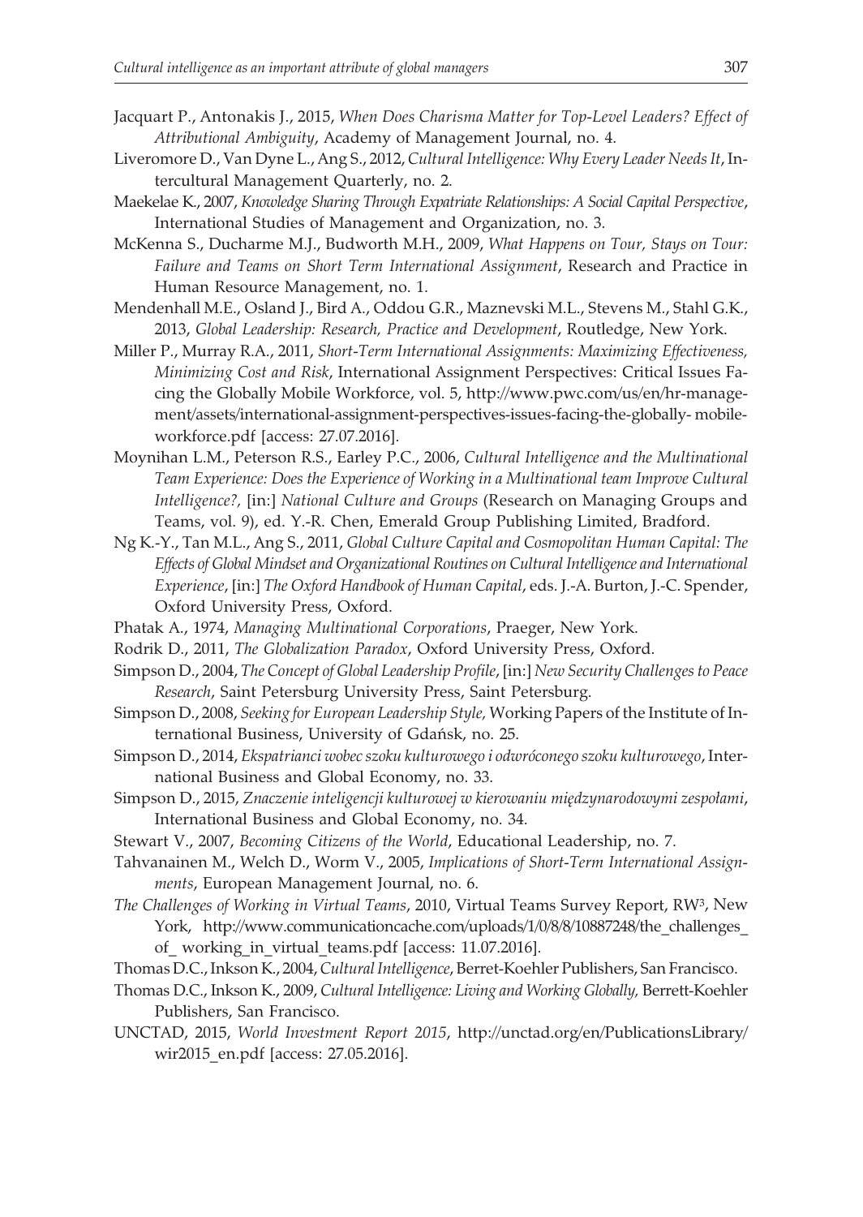Jacquart P., Antonakis J., 2015, *When Does Charisma Matter for Top-Level Leaders? Effect of Attributional Ambiguity*, Academy of Management Journal, no. 4.

Liveromore D., Van Dyne L., Ang S., 2012, *Cultural Intelligence: Why Every Leader Needs It*, Intercultural Management Quarterly, no. 2.

Maekelae K., 2007, *Knowledge Sharing Through Expatriate Relationships: A Social Capital Perspective*, International Studies of Management and Organization, no. 3.

McKenna S., Ducharme M.J., Budworth M.H., 2009, *What Happens on Tour, Stays on Tour: Failure and Teams on Short Term International Assignment*, Research and Practice in Human Resource Management, no. 1.

Mendenhall M.E., Osland J., Bird A., Oddou G.R., Maznevski M.L., Stevens M., Stahl G.K., 2013, *Global Leadership: Research, Practice and Development*, Routledge, New York.

Miller P., Murray R.A., 2011, *Short-Term International Assignments: Maximizing Effectiveness, Minimizing Cost and Risk*, International Assignment Perspectives: Critical Issues Facing the Globally Mobile Workforce, vol. 5, http://www.pwc.com/us/en/hr-management/assets/international-assignment-perspectives-issues-facing-the-globally- mobile-workforce.pdf [access: 27.07.2016].

Moynihan L.M., Peterson R.S., Earley P.C., 2006, *Cultural Intelligence and the Multinational Team Experience: Does the Experience of Working in a Multinational team Improve Cultural Intelligence?,* [in:] *National Culture and Groups* (Research on Managing Groups and Teams, vol. 9), ed. Y.-R. Chen, Emerald Group Publishing Limited, Bradford.

Ng K.-Y., Tan M.L., Ang S., 2011, *Global Culture Capital and Cosmopolitan Human Capital: The Effects of Global Mindset and Organizational Routines on Cultural Intelligence and International Experience*, [in:] *The Oxford Handbook of Human Capital*, eds. J.-A. Burton, J.-C. Spender, Oxford University Press, Oxford.

Phatak A., 1974, *Managing Multinational Corporations*, Praeger, New York.

Rodrik D., 2011, *The Globalization Paradox*, Oxford University Press, Oxford.

Simpson D., 2004, *The Concept of Global Leadership Profile*, [in:] *New Security Challenges to Peace Research*, Saint Petersburg University Press, Saint Petersburg.

Simpson D., 2008, *Seeking for European Leadership Style,* Working Papers of the Institute of International Business, University of Gdańsk, no. 25.

Simpson D., 2014, *Ekspatrianci wobec szoku kulturowego i odwróconego szoku kulturowego*, International Business and Global Economy, no. 33.

Simpson D., 2015, *Znaczenie inteligencji kulturowej w kierowaniu międzynarodowymi zespołami*, International Business and Global Economy, no. 34.

Stewart V., 2007, *Becoming Citizens of the World*, Educational Leadership, no. 7.

Tahvanainen M., Welch D., Worm V., 2005, *Implications of Short-Term International Assignments*, European Management Journal, no. 6.

*The Challenges of Working in Virtual Teams*, 2010, Virtual Teams Survey Report, RW3, New York, http://www.communicationcache.com/uploads/1/0/8/8/10887248/the_challenges_of_ working_in_virtual_teams.pdf [access: 11.07.2016].

Thomas D.C., Inkson K., 2004, *Cultural Intelligence*, Berret-Koehler Publishers, San Francisco.

Thomas D.C., Inkson K., 2009, *Cultural Intelligence: Living and Working Globally,* Berrett-Koehler Publishers, San Francisco.

UNCTAD, 2015, *World Investment Report 2015*, http://unctad.org/en/PublicationsLibrary/wir2015_en.pdf [access: 27.05.2016].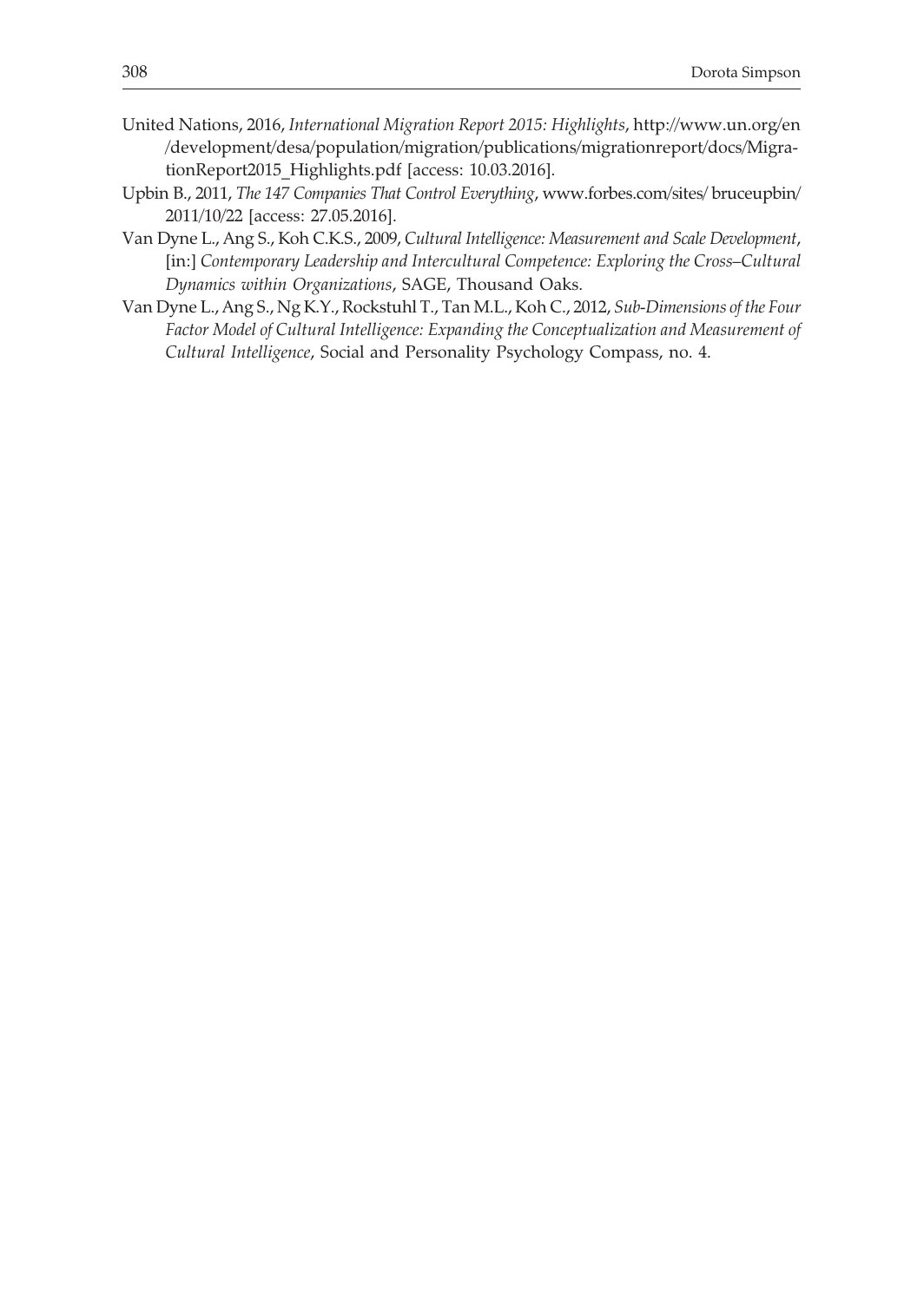United Nations, 2016, *International Migration Report 2015: Highlights*, http://www.un.org/en/development/desa/population/migration/publications/migrationreport/docs/MigrationReport2015_Highlights.pdf [access: 10.03.2016].

Upbin B., 2011, *The 147 Companies That Control Everything*, www.forbes.com/sites/ bruceupbin/2011/10/22 [access: 27.05.2016].

Van Dyne L., Ang S., Koh C.K.S., 2009, *Cultural Intelligence: Measurement and Scale Development*, [in:] *Contemporary Leadership and Intercultural Competence: Exploring the Cross–Cultural Dynamics within Organizations*, SAGE, Thousand Oaks.

Van Dyne L., Ang S., Ng K.Y., Rockstuhl T., Tan M.L., Koh C., 2012, *Sub-Dimensions of the Four Factor Model of Cultural Intelligence: Expanding the Conceptualization and Measurement of Cultural Intelligence*, Social and Personality Psychology Compass, no. 4.